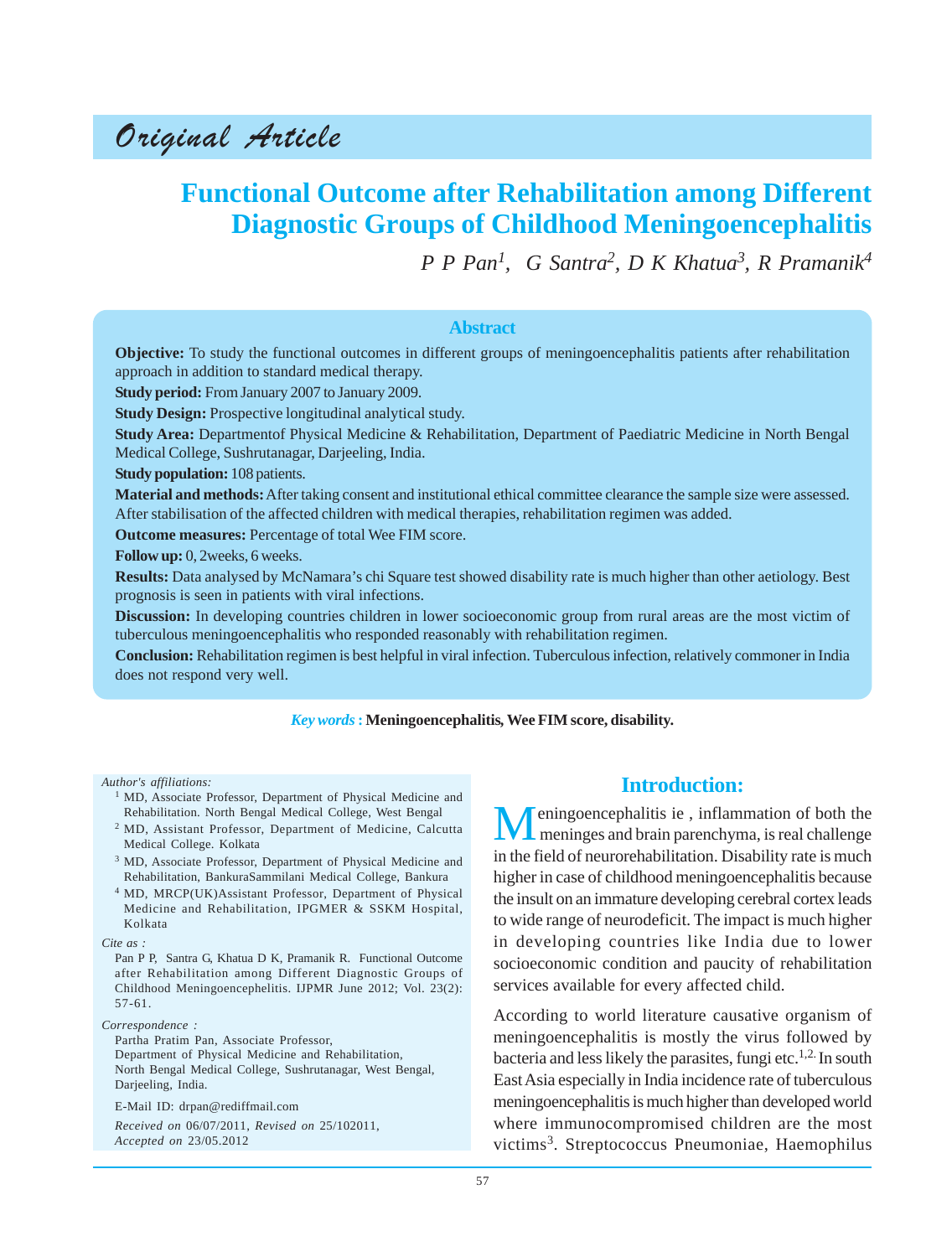*Original Article*

# Functional Outcome after Rehabilitation among Different Diagnostic Groups of Childhood Meningoencephalitis

*P P Pan[1], G Santra[2], D K Khatua[3], R Pramanik[4]*

## Abstract

**Objective:** To study the functional outcomes in different groups of meningoencephalitis patients after rehabilitation approach in addition to standard medical therapy.

**Study period:** From January 2007 to January 2009.

**Study Design:** Prospective longitudinal analytical study.

**Study Area:** Departmentof Physical Medicine & Rehabilitation, Department of Paediatric Medicine in North Bengal Medical College, Sushrutanagar, Darjeeling, India.

**Study population:** 108 patients.

**Material and methods:** After taking consent and institutional ethical committee clearance the sample size were assessed. After stabilisation of the affected children with medical therapies, rehabilitation regimen was added.

**Outcome measures:** Percentage of total Wee FIM score.

**Follow up:** 0, 2weeks, 6 weeks.

**Results:** Data analysed by McNamara's chi Square test showed disability rate is much higher than other aetiology. Best prognosis is seen in patients with viral infections.

**Discussion:** In developing countries children in lower socioeconomic group from rural areas are the most victim of tuberculous meningoencephalitis who responded reasonably with rehabilitation regimen.

**Conclusion:** Rehabilitation regimen is best helpful in viral infection. Tuberculous infection, relatively commoner in India does not respond very well.

*Key words* **: Meningoencephalitis, Wee FIM score, disability.**

*Author's affiliations:*

1. MD, Associate Professor, Department of Physical Medicine and Rehabilitation. North Bengal Medical College, West Bengal
2. MD, Assistant Professor, Department of Medicine, Calcutta Medical College. Kolkata
3. MD, Associate Professor, Department of Physical Medicine and Rehabilitation, BankuraSammilani Medical College, Bankura
4. MD, MRCP(UK)Assistant Professor, Department of Physical Medicine and Rehabilitation, IPGMER & SSKM Hospital, Kolkata

*Cite as :*
Pan P P, Santra G, Khatua D K, Pramanik R. Functional Outcome after Rehabilitation among Different Diagnostic Groups of Childhood Meningoencephelitis. IJPMR June 2012; Vol. 23(2): 57-61.

*Correspondence :*
Partha Pratim Pan, Associate Professor,
Department of Physical Medicine and Rehabilitation,
North Bengal Medical College, Sushrutanagar, West Bengal,
Darjeeling, India.

E-Mail ID: drpan@rediffmail.com

*Received on* 06/07/2011, *Revised on* 25/102011, *Accepted on* 23/05.2012

## Introduction:

Meningoencephalitis ie , inflammation of both the meninges and brain parenchyma, is real challenge in the field of neurorehabilitation. Disability rate is much higher in case of childhood meningoencephalitis because the insult on an immature developing cerebral cortex leads to wide range of neurodeficit. The impact is much higher in developing countries like India due to lower socioeconomic condition and paucity of rehabilitation services available for every affected child.

According to world literature causative organism of meningoencephalitis is mostly the virus followed by bacteria and less likely the parasites, fungi etc.[1,2] In south East Asia especially in India incidence rate of tuberculous meningoencephalitis is much higher than developed world where immunocompromised children are the most victims[3]. Streptococcus Pneumoniae, Haemophilus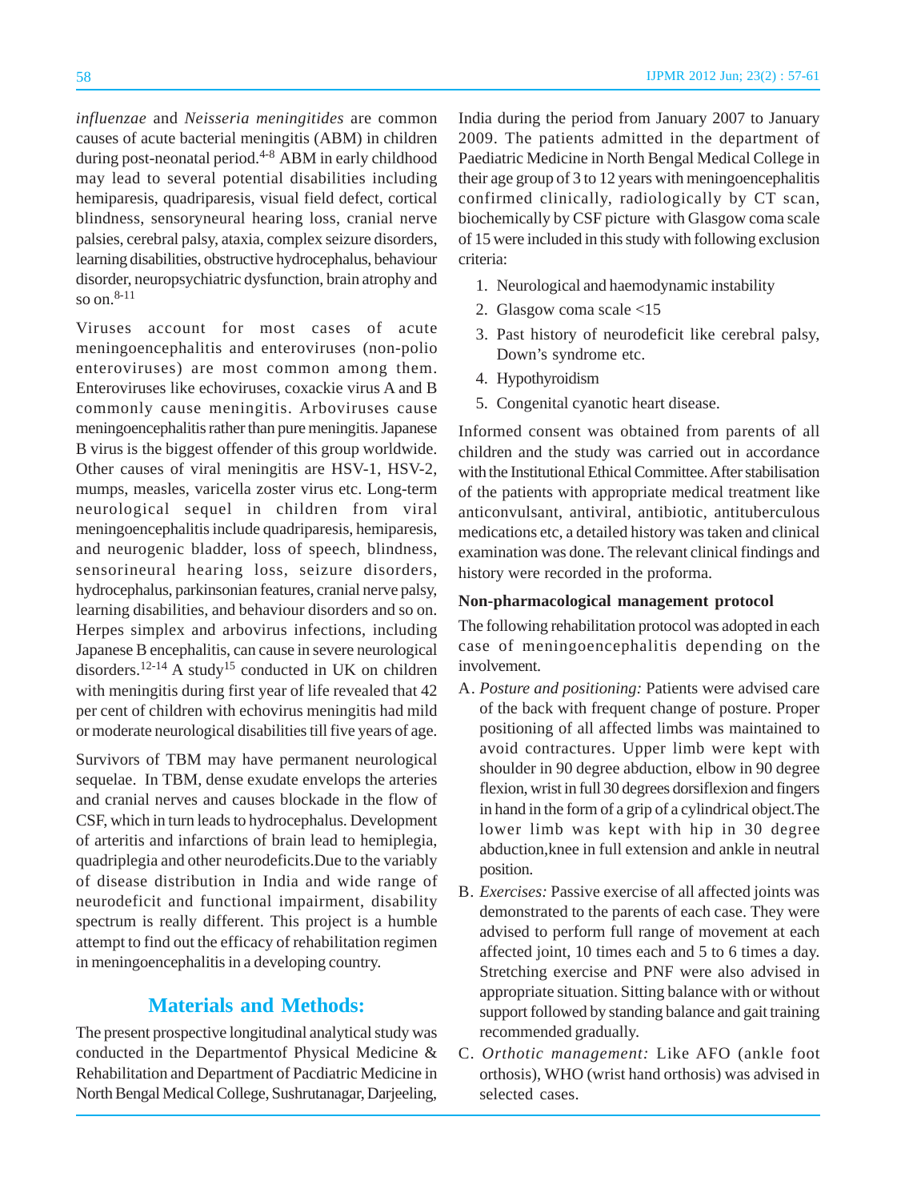*influenzae* and *Neisseria meningitides* are common causes of acute bacterial meningitis (ABM) in children during post-neonatal period.[4-8] ABM in early childhood may lead to several potential disabilities including hemiparesis, quadriparesis, visual field defect, cortical blindness, sensoryneural hearing loss, cranial nerve palsies, cerebral palsy, ataxia, complex seizure disorders, learning disabilities, obstructive hydrocephalus, behaviour disorder, neuropsychiatric dysfunction, brain atrophy and so on.[8-11]

Viruses account for most cases of acute meningoencephalitis and enteroviruses (non-polio enteroviruses) are most common among them. Enteroviruses like echoviruses, coxackie virus A and B commonly cause meningitis. Arboviruses cause meningoencephalitis rather than pure meningitis. Japanese B virus is the biggest offender of this group worldwide. Other causes of viral meningitis are HSV-1, HSV-2, mumps, measles, varicella zoster virus etc. Long-term neurological sequel in children from viral meningoencephalitis include quadriparesis, hemiparesis, and neurogenic bladder, loss of speech, blindness, sensorineural hearing loss, seizure disorders, hydrocephalus, parkinsonian features, cranial nerve palsy, learning disabilities, and behaviour disorders and so on. Herpes simplex and arbovirus infections, including Japanese B encephalitis, can cause in severe neurological disorders.[12-14] A study[15] conducted in UK on children with meningitis during first year of life revealed that 42 per cent of children with echovirus meningitis had mild or moderate neurological disabilities till five years of age.

Survivors of TBM may have permanent neurological sequelae. In TBM, dense exudate envelops the arteries and cranial nerves and causes blockade in the flow of CSF, which in turn leads to hydrocephalus. Development of arteritis and infarctions of brain lead to hemiplegia, quadriplegia and other neurodeficits.Due to the variably of disease distribution in India and wide range of neurodeficit and functional impairment, disability spectrum is really different. This project is a humble attempt to find out the efficacy of rehabilitation regimen in meningoencephalitis in a developing country.

## Materials and Methods:

The present prospective longitudinal analytical study was conducted in the Departmentof Physical Medicine & Rehabilitation and Department of Pacdiatric Medicine in North Bengal Medical College, Sushrutanagar, Darjeeling, India during the period from January 2007 to January 2009. The patients admitted in the department of Paediatric Medicine in North Bengal Medical College in their age group of 3 to 12 years with meningoencephalitis confirmed clinically, radiologically by CT scan, biochemically by CSF picture with Glasgow coma scale of 15 were included in this study with following exclusion criteria:

1. Neurological and haemodynamic instability
2. Glasgow coma scale <15
3. Past history of neurodeficit like cerebral palsy, Down's syndrome etc.
4. Hypothyroidism
5. Congenital cyanotic heart disease.

Informed consent was obtained from parents of all children and the study was carried out in accordance with the Institutional Ethical Committee. After stabilisation of the patients with appropriate medical treatment like anticonvulsant, antiviral, antibiotic, antituberculous medications etc, a detailed history was taken and clinical examination was done. The relevant clinical findings and history were recorded in the proforma.

**Non-pharmacological management protocol**

The following rehabilitation protocol was adopted in each case of meningoencephalitis depending on the involvement.

A. *Posture and positioning:* Patients were advised care of the back with frequent change of posture. Proper positioning of all affected limbs was maintained to avoid contractures. Upper limb were kept with shoulder in 90 degree abduction, elbow in 90 degree flexion, wrist in full 30 degrees dorsiflexion and fingers in hand in the form of a grip of a cylindrical object.The lower limb was kept with hip in 30 degree abduction,knee in full extension and ankle in neutral position.

B. *Exercises:* Passive exercise of all affected joints was demonstrated to the parents of each case. They were advised to perform full range of movement at each affected joint, 10 times each and 5 to 6 times a day. Stretching exercise and PNF were also advised in appropriate situation. Sitting balance with or without support followed by standing balance and gait training recommended gradually.

C. *Orthotic management:* Like AFO (ankle foot orthosis), WHO (wrist hand orthosis) was advised in selected cases.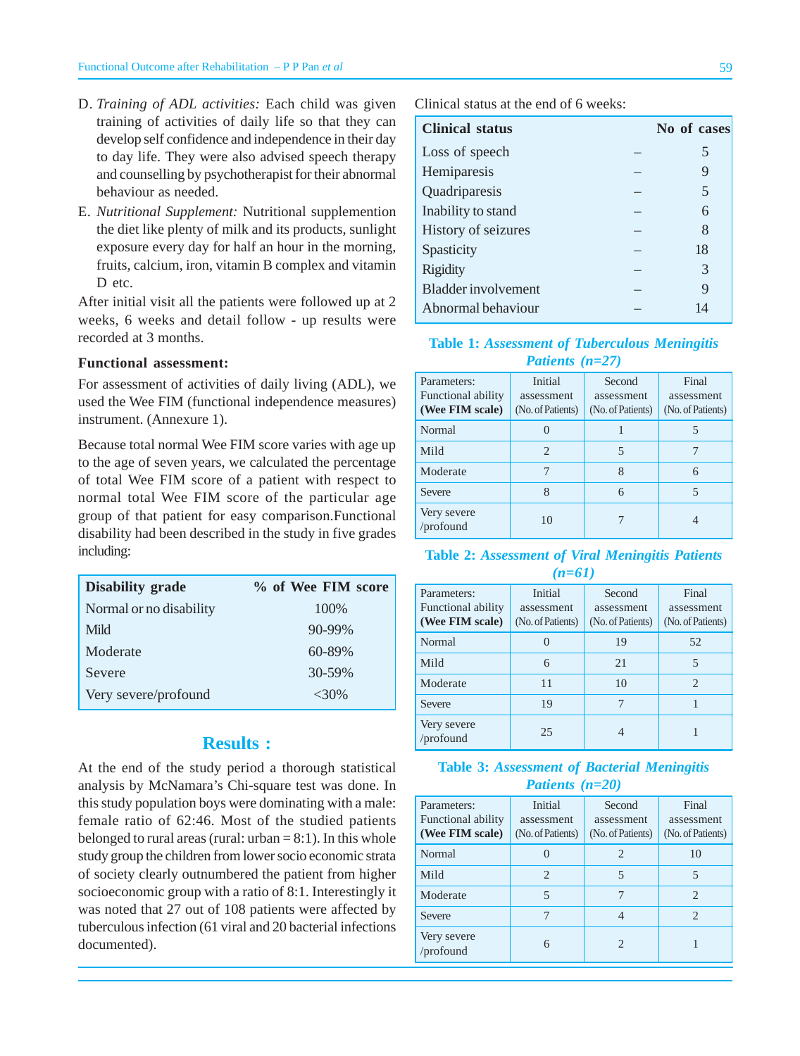D. *Training of ADL activities:* Each child was given training of activities of daily life so that they can develop self confidence and independence in their day to day life. They were also advised speech therapy and counselling by psychotherapist for their abnormal behaviour as needed.

E. *Nutritional Supplement:* Nutritional supplemention the diet like plenty of milk and its products, sunlight exposure every day for half an hour in the morning, fruits, calcium, iron, vitamin B complex and vitamin D etc.

After initial visit all the patients were followed up at 2 weeks, 6 weeks and detail follow - up results were recorded at 3 months.

**Functional assessment:**

For assessment of activities of daily living (ADL), we used the Wee FIM (functional independence measures) instrument. (Annexure 1).

Because total normal Wee FIM score varies with age up to the age of seven years, we calculated the percentage of total Wee FIM score of a patient with respect to normal total Wee FIM score of the particular age group of that patient for easy comparison.Functional disability had been described in the study in five grades including:

| Disability grade | % of Wee FIM score |
|---|---|
| Normal or no disability | 100% |
| Mild | 90-99% |
| Moderate | 60-89% |
| Severe | 30-59% |
| Very severe/profound | <30% |

## Results :

At the end of the study period a thorough statistical analysis by McNamara's Chi-square test was done. In this study population boys were dominating with a male: female ratio of 62:46. Most of the studied patients belonged to rural areas (rural: urban = 8:1). In this whole study group the children from lower socio economic strata of society clearly outnumbered the patient from higher socioeconomic group with a ratio of 8:1. Interestingly it was noted that 27 out of 108 patients were affected by tuberculous infection (61 viral and 20 bacterial infections documented).

Clinical status at the end of 6 weeks:

| Clinical status | | No of cases |
|---|---|---|
| Loss of speech | – | 5 |
| Hemiparesis | – | 9 |
| Quadriparesis | – | 5 |
| Inability to stand | – | 6 |
| History of seizures | – | 8 |
| Spasticity | – | 18 |
| Rigidity | – | 3 |
| Bladder involvement | – | 9 |
| Abnormal behaviour | – | 14 |

**Table 1:** ***Assessment of Tuberculous Meningitis Patients (n=27)***

| Parameters: Functional ability **(Wee FIM scale)** | Initial assessment (No. of Patients) | Second assessment (No. of Patients) | Final assessment (No. of Patients) |
|---|---|---|---|
| Normal | 0 | 1 | 5 |
| Mild | 2 | 5 | 7 |
| Moderate | 7 | 8 | 6 |
| Severe | 8 | 6 | 5 |
| Very severe /profound | 10 | 7 | 4 |

**Table 2:** ***Assessment of Viral Meningitis Patients (n=61)***

| Parameters: Functional ability **(Wee FIM scale)** | Initial assessment (No. of Patients) | Second assessment (No. of Patients) | Final assessment (No. of Patients) |
|---|---|---|---|
| Normal | 0 | 19 | 52 |
| Mild | 6 | 21 | 5 |
| Moderate | 11 | 10 | 2 |
| Severe | 19 | 7 | 1 |
| Very severe /profound | 25 | 4 | 1 |

**Table 3:** ***Assessment of Bacterial Meningitis Patients (n=20)***

| Parameters: Functional ability **(Wee FIM scale)** | Initial assessment (No. of Patients) | Second assessment (No. of Patients) | Final assessment (No. of Patients) |
|---|---|---|---|
| Normal | 0 | 2 | 10 |
| Mild | 2 | 5 | 5 |
| Moderate | 5 | 7 | 2 |
| Severe | 7 | 4 | 2 |
| Very severe /profound | 6 | 2 | 1 |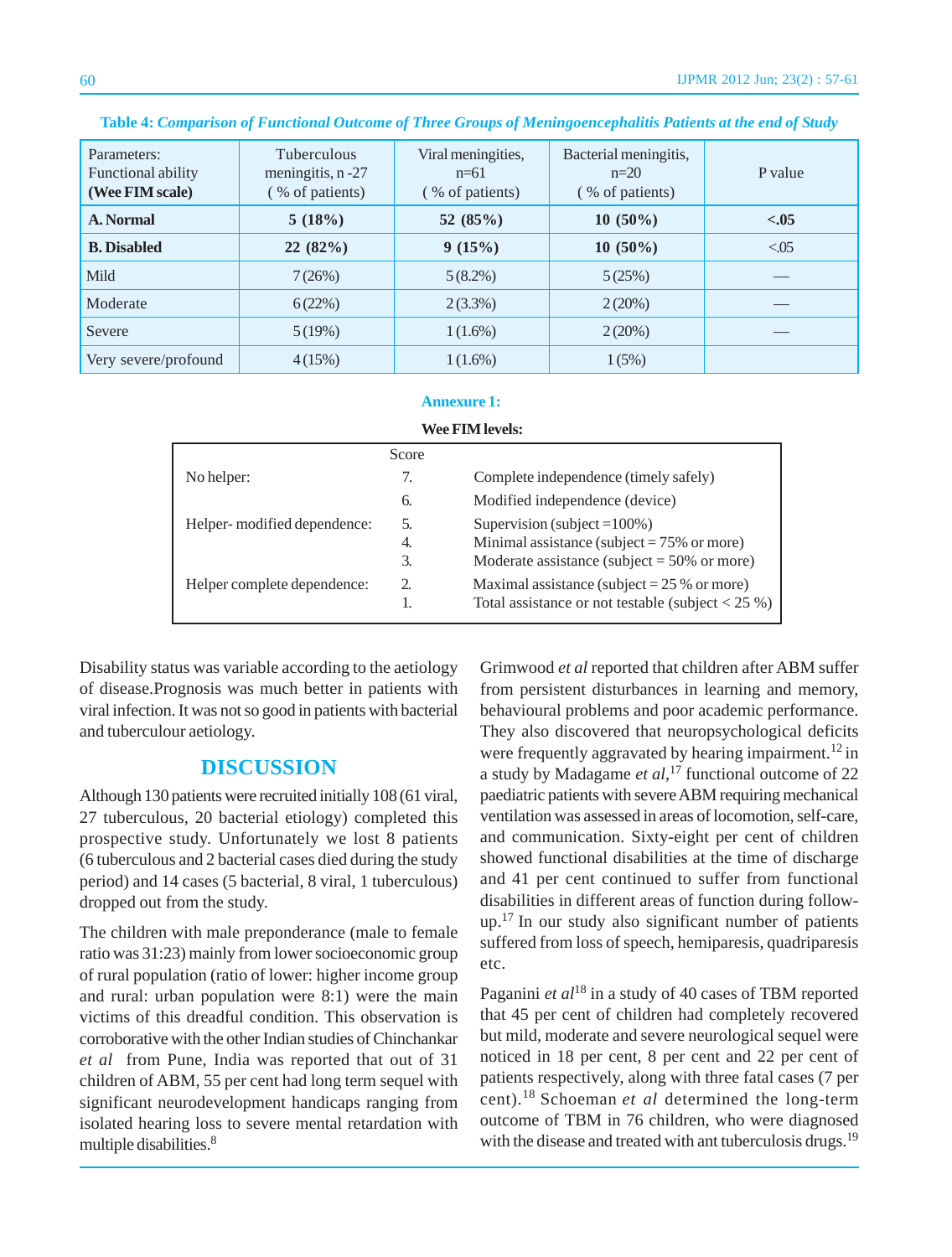**Table 4:** ***Comparison of Functional Outcome of Three Groups of Meningoencephalitis Patients at the end of Study***

| Parameters: Functional ability **(Wee FIM scale)** | Tuberculous meningitis, n -27 ( % of patients) | Viral meningities, n=61 ( % of patients) | Bacterial meningitis, n=20 ( % of patients) | P value |
|---|---|---|---|---|
| **A. Normal** | **5 (18%)** | **52 (85%)** | **10 (50%)** | **<.05** |
| **B. Disabled** | **22 (82%)** | **9 (15%)** | **10 (50%)** | <.05 |
| Mild | 7 (26%) | 5 (8.2%) | 5 (25%) | — |
| Moderate | 6 (22%) | 2 (3.3%) | 2 (20%) | — |
| Severe | 5 (19%) | 1 (1.6%) | 2 (20%) | — |
| Very severe/profound | 4 (15%) | 1 (1.6%) | 1 (5%) | |

**Annexure 1:**

**Wee FIM levels:**

| | Score | |
|---|---|---|
| No helper: | 7. | Complete independence (timely safely) |
| | 6. | Modified independence (device) |
| Helper- modified dependence: | 5. | Supervision (subject =100%) |
| | 4. | Minimal assistance (subject = 75% or more) |
| | 3. | Moderate assistance (subject = 50% or more) |
| Helper complete dependence: | 2. | Maximal assistance (subject = 25 % or more) |
| | 1. | Total assistance or not testable (subject < 25 %) |

Disability status was variable according to the aetiology of disease.Prognosis was much better in patients with viral infection. It was not so good in patients with bacterial and tuberculour aetiology.

## DISCUSSION

Although 130 patients were recruited initially 108 (61 viral, 27 tuberculous, 20 bacterial etiology) completed this prospective study. Unfortunately we lost 8 patients (6 tuberculous and 2 bacterial cases died during the study period) and 14 cases (5 bacterial, 8 viral, 1 tuberculous) dropped out from the study.

The children with male preponderance (male to female ratio was 31:23) mainly from lower socioeconomic group of rural population (ratio of lower: higher income group and rural: urban population were 8:1) were the main victims of this dreadful condition. This observation is corroborative with the other Indian studies of Chinchankar *et al* from Pune, India was reported that out of 31 children of ABM, 55 per cent had long term sequel with significant neurodevelopment handicaps ranging from isolated hearing loss to severe mental retardation with multiple disabilities.[8]

Grimwood *et al* reported that children after ABM suffer from persistent disturbances in learning and memory, behavioural problems and poor academic performance. They also discovered that neuropsychological deficits were frequently aggravated by hearing impairment.[12] in a study by Madagame *et al*,[17] functional outcome of 22 paediatric patients with severe ABM requiring mechanical ventilation was assessed in areas of locomotion, self-care, and communication. Sixty-eight per cent of children showed functional disabilities at the time of discharge and 41 per cent continued to suffer from functional disabilities in different areas of function during follow-up.[17] In our study also significant number of patients suffered from loss of speech, hemiparesis, quadriparesis etc.

Paganini *et al*[18] in a study of 40 cases of TBM reported that 45 per cent of children had completely recovered but mild, moderate and severe neurological sequel were noticed in 18 per cent, 8 per cent and 22 per cent of patients respectively, along with three fatal cases (7 per cent).[18] Schoeman *et al* determined the long-term outcome of TBM in 76 children, who were diagnosed with the disease and treated with ant tuberculosis drugs.[19]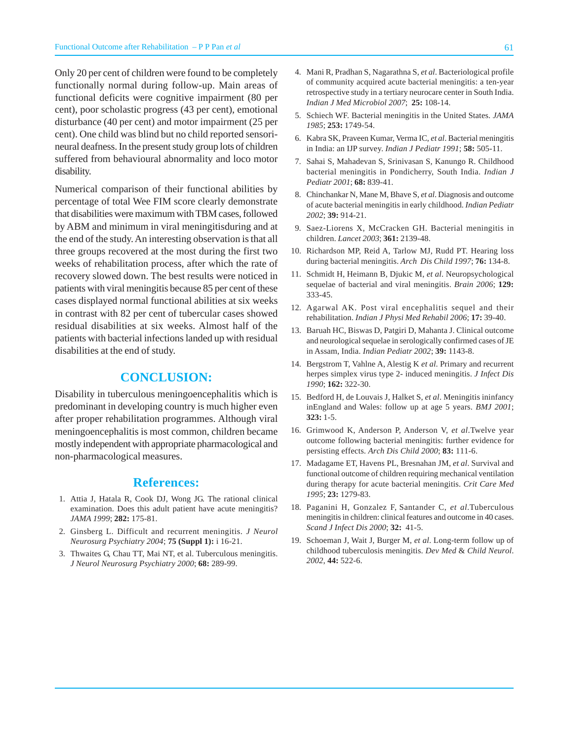Only 20 per cent of children were found to be completely functionally normal during follow-up. Main areas of functional deficits were cognitive impairment (80 per cent), poor scholastic progress (43 per cent), emotional disturbance (40 per cent) and motor impairment (25 per cent). One child was blind but no child reported sensori-neural deafness. In the present study group lots of children suffered from behavioural abnormality and loco motor disability.

Numerical comparison of their functional abilities by percentage of total Wee FIM score clearly demonstrate that disabilities were maximum with TBM cases, followed by ABM and minimum in viral meningitisduring and at the end of the study. An interesting observation is that all three groups recovered at the most during the first two weeks of rehabilitation process, after which the rate of recovery slowed down. The best results were noticed in patients with viral meningitis because 85 per cent of these cases displayed normal functional abilities at six weeks in contrast with 82 per cent of tubercular cases showed residual disabilities at six weeks. Almost half of the patients with bacterial infections landed up with residual disabilities at the end of study.

## CONCLUSION:

Disability in tuberculous meningoencephalitis which is predominant in developing country is much higher even after proper rehabilitation programmes. Although viral meningoencephalitis is most common, children became mostly independent with appropriate pharmacological and non-pharmacological measures.

## References:

1. Attia J, Hatala R, Cook DJ, Wong JG. The rational clinical examination. Does this adult patient have acute meningitis? *JAMA 1999*; **282:** 175-81.
2. Ginsberg L. Difficult and recurrent meningitis. *J Neurol Neurosurg Psychiatry 2004*; **75 (Suppl 1):** i 16-21.
3. Thwaites G, Chau TT, Mai NT, et al. Tuberculous meningitis. *J Neurol Neurosurg Psychiatry 2000*; **68:** 289-99.
4. Mani R, Pradhan S, Nagarathna S, *et al*. Bacteriological profile of community acquired acute bacterial meningitis: a ten-year retrospective study in a tertiary neurocare center in South India. *Indian J Med Microbiol 2007*; **25:** 108-14.
5. Schiech WF. Bacterial meningitis in the United States. *JAMA 1985*; **253:** 1749-54.
6. Kabra SK, Praveen Kumar, Verma IC, *et al*. Bacterial meningitis in India: an IJP survey. *Indian J Pediatr 1991*; **58:** 505-11.
7. Sahai S, Mahadevan S, Srinivasan S, Kanungo R. Childhood bacterial meningitis in Pondicherry, South India. *Indian J Pediatr 2001*; **68:** 839-41.
8. Chinchankar N, Mane M, Bhave S, *et al*. Diagnosis and outcome of acute bacterial meningitis in early childhood. *Indian Pediatr 2002*; **39:** 914-21.
9. Saez-Liorens X, McCracken GH. Bacterial meningitis in children. *Lancet 2003*; **361:** 2139-48.
10. Richardson MP, Reid A, Tarlow MJ, Rudd PT. Hearing loss during bacterial meningitis. *Arch Dis Child 1997*; **76:** 134-8.
11. Schmidt H, Heimann B, Djukic M, *et al*. Neuropsychological sequelae of bacterial and viral meningitis. *Brain 2006*; **129:** 333-45.
12. Agarwal AK. Post viral encephalitis sequel and their rehabilitation. *Indian J Physi Med Rehabil 2006*; **17:** 39-40.
13. Baruah HC, Biswas D, Patgiri D, Mahanta J. Clinical outcome and neurological sequelae in serologically confirmed cases of JE in Assam, India. *Indian Pediatr 2002*; **39:** 1143-8.
14. Bergstrom T, Vahlne A, Alestig K *et al*. Primary and recurrent herpes simplex virus type 2- induced meningitis. *J Infect Dis 1990*; **162:** 322-30.
15. Bedford H, de Louvais J, Halket S, *et al*. Meningitis ininfancy inEngland and Wales: follow up at age 5 years. *BMJ 2001*; **323:** 1-5.
16. Grimwood K, Anderson P, Anderson V, *et al*.Twelve year outcome following bacterial meningitis: further evidence for persisting effects. *Arch Dis Child 2000*; **83:** 111-6.
17. Madagame ET, Havens PL, Bresnahan JM, *et al*. Survival and functional outcome of children requiring mechanical ventilation during therapy for acute bacterial meningitis. *Crit Care Med 1995*; **23:** 1279-83.
18. Paganini H, Gonzalez F, Santander C, *et al*.Tuberculous meningitis in children: clinical features and outcome in 40 cases. *Scand J Infect Dis 2000*; **32:** 41-5.
19. Schoeman J, Wait J, Burger M, *et al*. Long-term follow up of childhood tuberculosis meningitis. *Dev Med & Child Neurol. 2002*, **44:** 522-6.